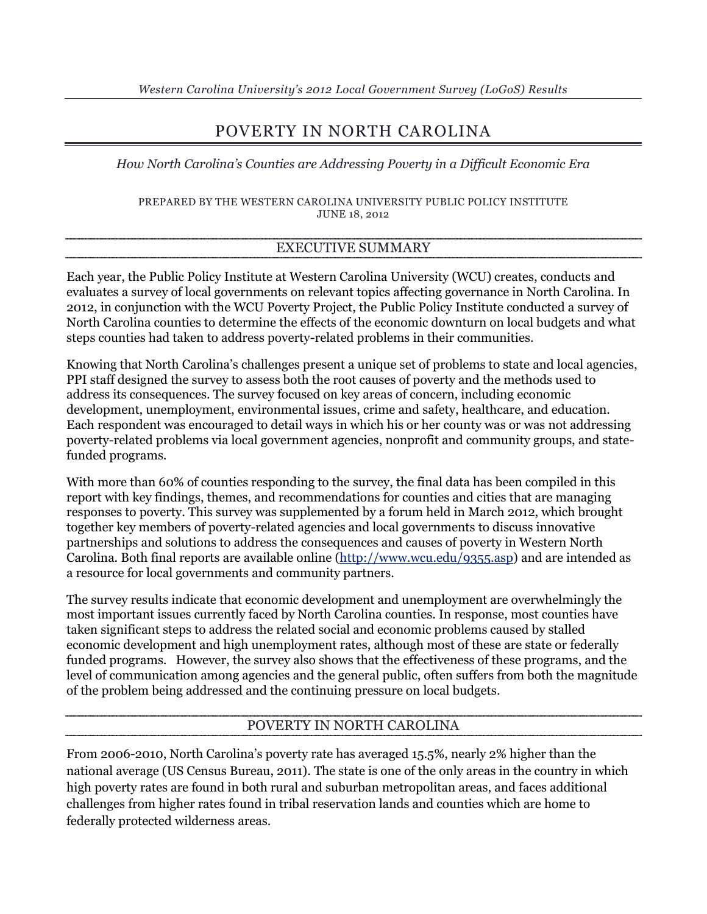*Western Carolina University's 2012 Local Government Survey (LoGoS) Results*

# POVERTY IN NORTH CAROLINA

*How North Carolina's Counties are Addressing Poverty in a Difficult Economic Era*

PREPARED BY THE WESTERN CAROLINA UNIVERSITY PUBLIC POLICY INSTITUTE
JUNE 18, 2012

## EXECUTIVE SUMMARY

Each year, the Public Policy Institute at Western Carolina University (WCU) creates, conducts and evaluates a survey of local governments on relevant topics affecting governance in North Carolina. In 2012, in conjunction with the WCU Poverty Project, the Public Policy Institute conducted a survey of North Carolina counties to determine the effects of the economic downturn on local budgets and what steps counties had taken to address poverty-related problems in their communities.

Knowing that North Carolina's challenges present a unique set of problems to state and local agencies, PPI staff designed the survey to assess both the root causes of poverty and the methods used to address its consequences. The survey focused on key areas of concern, including economic development, unemployment, environmental issues, crime and safety, healthcare, and education. Each respondent was encouraged to detail ways in which his or her county was or was not addressing poverty-related problems via local government agencies, nonprofit and community groups, and state-funded programs.

With more than 60% of counties responding to the survey, the final data has been compiled in this report with key findings, themes, and recommendations for counties and cities that are managing responses to poverty. This survey was supplemented by a forum held in March 2012, which brought together key members of poverty-related agencies and local governments to discuss innovative partnerships and solutions to address the consequences and causes of poverty in Western North Carolina. Both final reports are available online ([http://www.wcu.edu/9355.asp](http://www.wcu.edu/9355.asp)) and are intended as a resource for local governments and community partners.

The survey results indicate that economic development and unemployment are overwhelmingly the most important issues currently faced by North Carolina counties. In response, most counties have taken significant steps to address the related social and economic problems caused by stalled economic development and high unemployment rates, although most of these are state or federally funded programs. However, the survey also shows that the effectiveness of these programs, and the level of communication among agencies and the general public, often suffers from both the magnitude of the problem being addressed and the continuing pressure on local budgets.

## POVERTY IN NORTH CAROLINA

From 2006-2010, North Carolina's poverty rate has averaged 15.5%, nearly 2% higher than the national average (US Census Bureau, 2011). The state is one of the only areas in the country in which high poverty rates are found in both rural and suburban metropolitan areas, and faces additional challenges from higher rates found in tribal reservation lands and counties which are home to federally protected wilderness areas.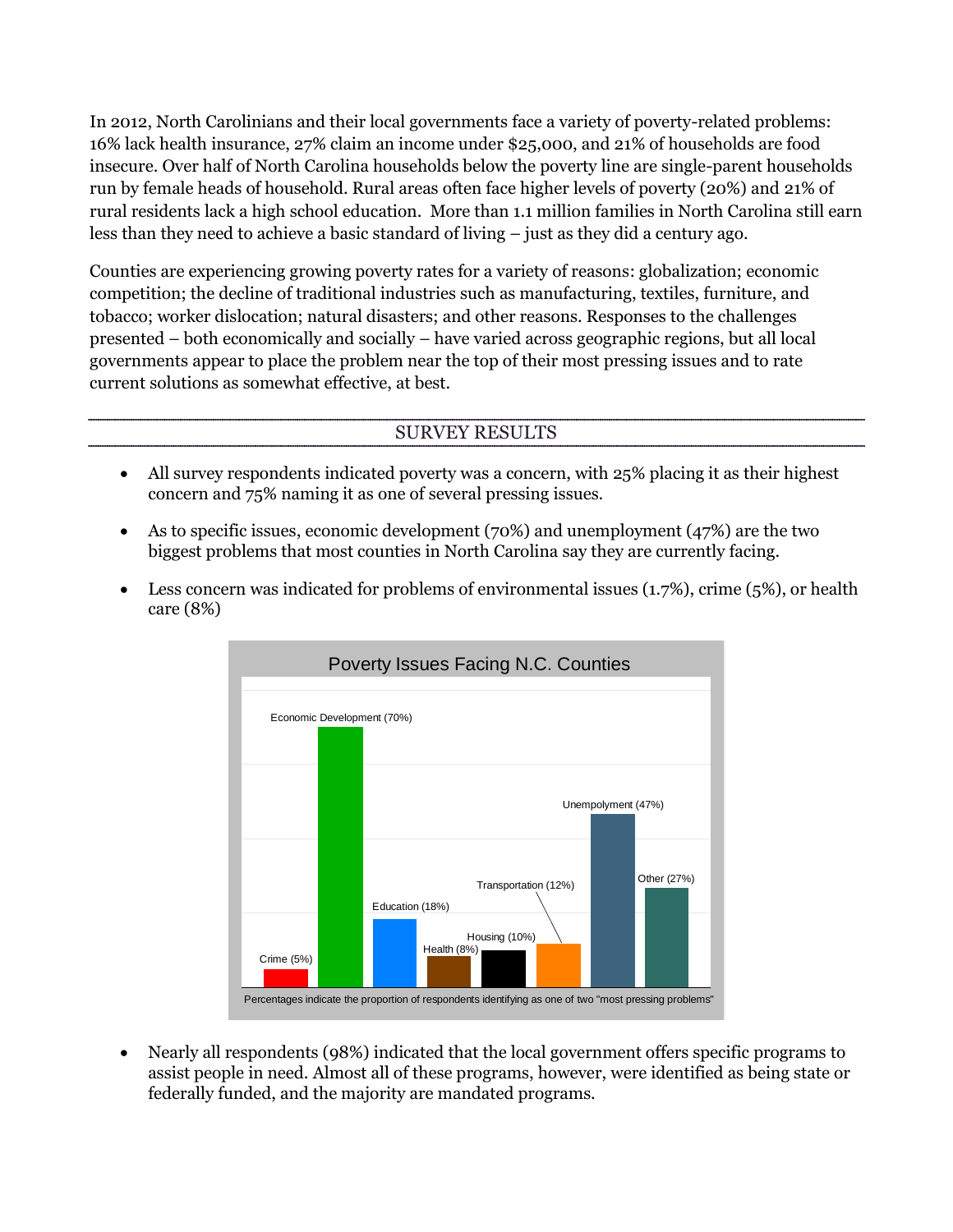In 2012, North Carolinians and their local governments face a variety of poverty-related problems: 16% lack health insurance, 27% claim an income under $25,000, and 21% of households are food insecure. Over half of North Carolina households below the poverty line are single-parent households run by female heads of household. Rural areas often face higher levels of poverty (20%) and 21% of rural residents lack a high school education. More than 1.1 million families in North Carolina still earn less than they need to achieve a basic standard of living – just as they did a century ago.

Counties are experiencing growing poverty rates for a variety of reasons: globalization; economic competition; the decline of traditional industries such as manufacturing, textiles, furniture, and tobacco; worker dislocation; natural disasters; and other reasons. Responses to the challenges presented – both economically and socially – have varied across geographic regions, but all local governments appear to place the problem near the top of their most pressing issues and to rate current solutions as somewhat effective, at best.

## SURVEY RESULTS

- All survey respondents indicated poverty was a concern, with 25% placing it as their highest concern and 75% naming it as one of several pressing issues.
- As to specific issues, economic development (70%) and unemployment (47%) are the two biggest problems that most counties in North Carolina say they are currently facing.
- Less concern was indicated for problems of environmental issues (1.7%), crime (5%), or health care (8%)

**Poverty Issues Facing N.C. Counties**

| Issue | Percentage |
|---|---|
| Crime | 5% |
| Economic Development | 70% |
| Education | 18% |
| Health | 8% |
| Housing | 10% |
| Transportation | 12% |
| Unempolyment | 47% |
| Other | 27% |

Percentages indicate the proportion of respondents identifying as one of two "most pressing problems"

- Nearly all respondents (98%) indicated that the local government offers specific programs to assist people in need. Almost all of these programs, however, were identified as being state or federally funded, and the majority are mandated programs.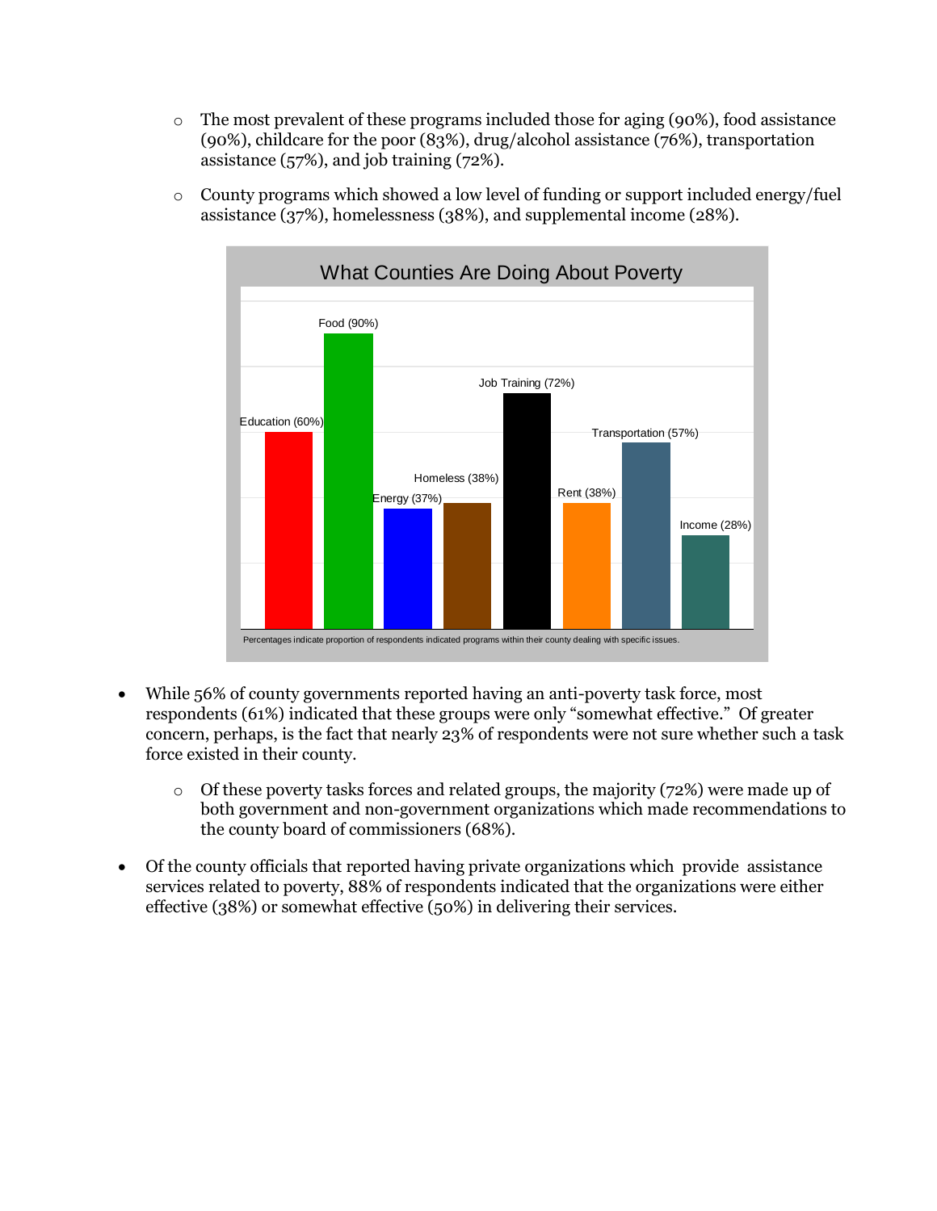- The most prevalent of these programs included those for aging (90%), food assistance (90%), childcare for the poor (83%), drug/alcohol assistance (76%), transportation assistance (57%), and job training (72%).
  - County programs which showed a low level of funding or support included energy/fuel assistance (37%), homelessness (38%), and supplemental income (28%).

**What Counties Are Doing About Poverty**

| Program | Percentage |
|---|---|
| Education | 60% |
| Food | 90% |
| Energy | 37% |
| Homeless | 38% |
| Job Training | 72% |
| Rent | 38% |
| Transportation | 57% |
| Income | 28% |

Percentages indicate proportion of respondents indicated programs within their county dealing with specific issues.

- While 56% of county governments reported having an anti-poverty task force, most respondents (61%) indicated that these groups were only "somewhat effective." Of greater concern, perhaps, is the fact that nearly 23% of respondents were not sure whether such a task force existed in their county.
  - Of these poverty tasks forces and related groups, the majority (72%) were made up of both government and non-government organizations which made recommendations to the county board of commissioners (68%).
- Of the county officials that reported having private organizations which provide assistance services related to poverty, 88% of respondents indicated that the organizations were either effective (38%) or somewhat effective (50%) in delivering their services.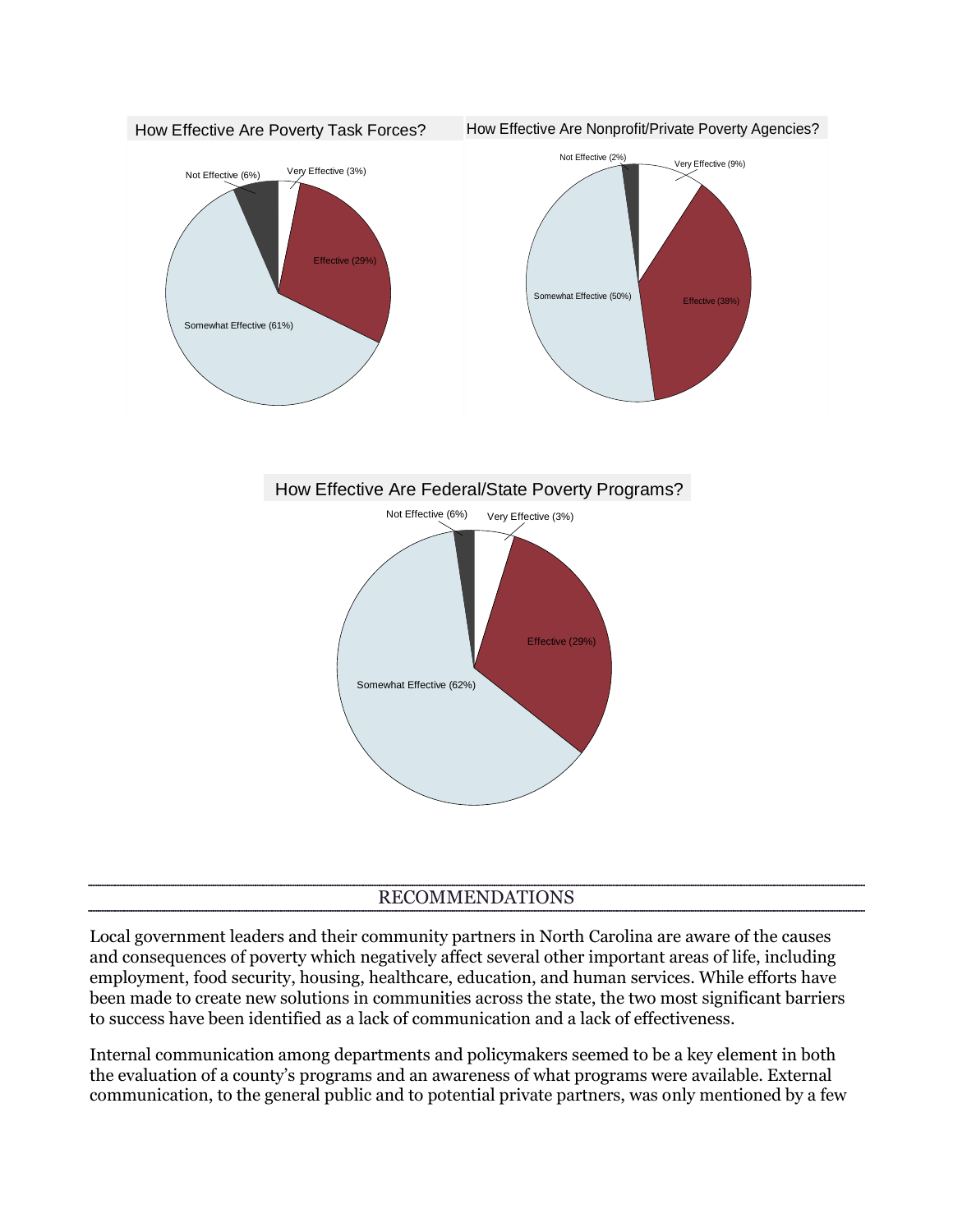How Effective Are Poverty Task Forces?

- Not Effective (6%)
- Very Effective (3%)
- Effective (29%)
- Somewhat Effective (61%)

How Effective Are Nonprofit/Private Poverty Agencies?

- Not Effective (2%)
- Very Effective (9%)
- Effective (38%)
- Somewhat Effective (50%)

How Effective Are Federal/State Poverty Programs?

- Not Effective (6%)
- Very Effective (3%)
- Effective (29%)
- Somewhat Effective (62%)

## RECOMMENDATIONS

Local government leaders and their community partners in North Carolina are aware of the causes and consequences of poverty which negatively affect several other important areas of life, including employment, food security, housing, healthcare, education, and human services. While efforts have been made to create new solutions in communities across the state, the two most significant barriers to success have been identified as a lack of communication and a lack of effectiveness.

Internal communication among departments and policymakers seemed to be a key element in both the evaluation of a county's programs and an awareness of what programs were available. External communication, to the general public and to potential private partners, was only mentioned by a few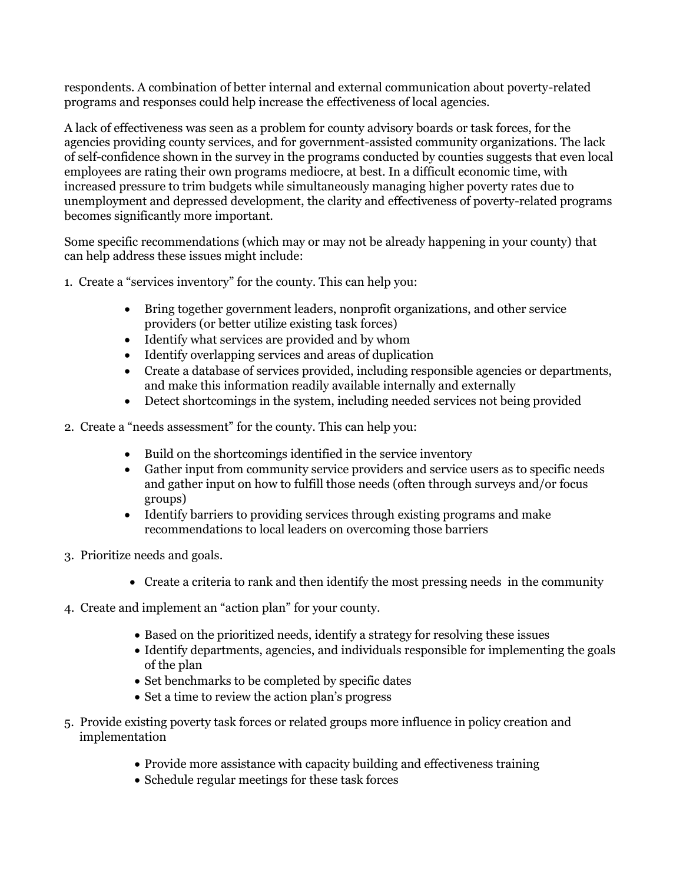respondents. A combination of better internal and external communication about poverty-related programs and responses could help increase the effectiveness of local agencies.

A lack of effectiveness was seen as a problem for county advisory boards or task forces, for the agencies providing county services, and for government-assisted community organizations. The lack of self-confidence shown in the survey in the programs conducted by counties suggests that even local employees are rating their own programs mediocre, at best. In a difficult economic time, with increased pressure to trim budgets while simultaneously managing higher poverty rates due to unemployment and depressed development, the clarity and effectiveness of poverty-related programs becomes significantly more important.

Some specific recommendations (which may or may not be already happening in your county) that can help address these issues might include:

1. Create a "services inventory" for the county. This can help you:
   - Bring together government leaders, nonprofit organizations, and other service providers (or better utilize existing task forces)
   - Identify what services are provided and by whom
   - Identify overlapping services and areas of duplication
   - Create a database of services provided, including responsible agencies or departments, and make this information readily available internally and externally
   - Detect shortcomings in the system, including needed services not being provided
2. Create a "needs assessment" for the county. This can help you:
   - Build on the shortcomings identified in the service inventory
   - Gather input from community service providers and service users as to specific needs and gather input on how to fulfill those needs (often through surveys and/or focus groups)
   - Identify barriers to providing services through existing programs and make recommendations to local leaders on overcoming those barriers
3. Prioritize needs and goals.
   - Create a criteria to rank and then identify the most pressing needs in the community
4. Create and implement an "action plan" for your county.
   - Based on the prioritized needs, identify a strategy for resolving these issues
   - Identify departments, agencies, and individuals responsible for implementing the goals of the plan
   - Set benchmarks to be completed by specific dates
   - Set a time to review the action plan's progress
5. Provide existing poverty task forces or related groups more influence in policy creation and implementation
   - Provide more assistance with capacity building and effectiveness training
   - Schedule regular meetings for these task forces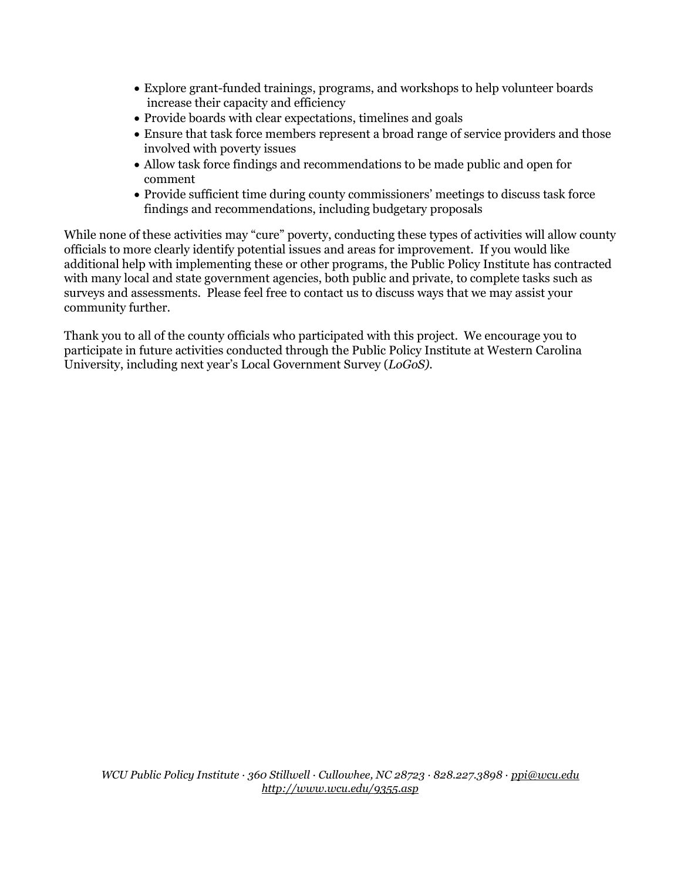- Explore grant-funded trainings, programs, and workshops to help volunteer boards increase their capacity and efficiency
- Provide boards with clear expectations, timelines and goals
- Ensure that task force members represent a broad range of service providers and those involved with poverty issues
- Allow task force findings and recommendations to be made public and open for comment
- Provide sufficient time during county commissioners' meetings to discuss task force findings and recommendations, including budgetary proposals

While none of these activities may "cure" poverty, conducting these types of activities will allow county officials to more clearly identify potential issues and areas for improvement. If you would like additional help with implementing these or other programs, the Public Policy Institute has contracted with many local and state government agencies, both public and private, to complete tasks such as surveys and assessments. Please feel free to contact us to discuss ways that we may assist your community further.

Thank you to all of the county officials who participated with this project. We encourage you to participate in future activities conducted through the Public Policy Institute at Western Carolina University, including next year's Local Government Survey (*LoGoS)*.

*WCU Public Policy Institute · 360 Stillwell · Cullowhee, NC 28723 · 828.227.3898 · ppi@wcu.edu*
*http://www.wcu.edu/9355.asp*